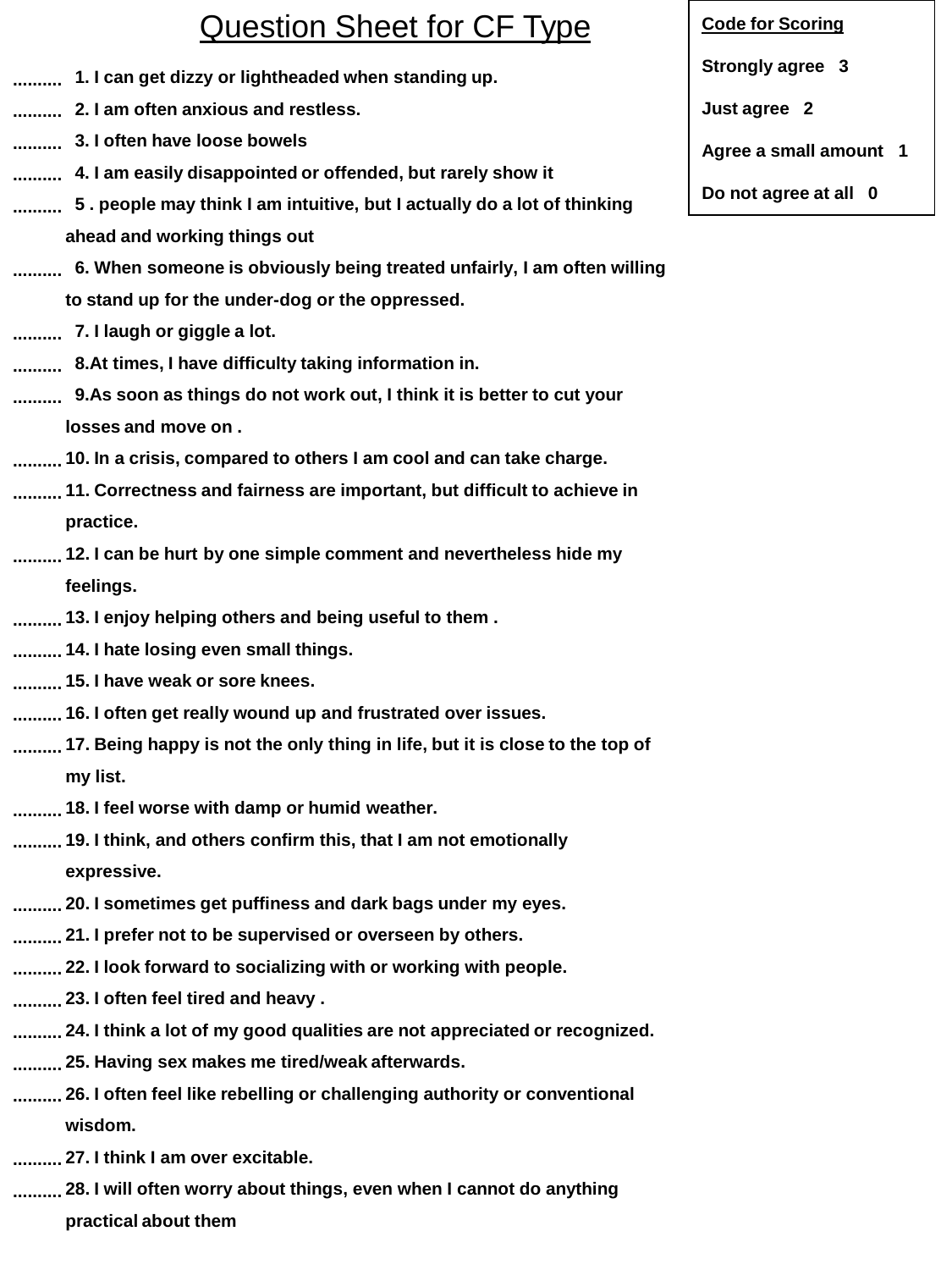# Question Sheet for CF Type

**Code for Scoring**

**Strongly agree 3**

**Just agree 2**

**Agree a small amount 1**

**Do not agree at all 0**

.......... **1. I can get dizzy or lightheaded when standing up.**

.......... **2. I am often anxious and restless.**

.......... **3. I often have loose bowels**

.......... **4. I am easily disappointed or offended, but rarely show it**

.......... **5 . people may think I am intuitive, but I actually do a lot of thinking ahead and working things out**

.......... **6. When someone is obviously being treated unfairly, I am often willing to stand up for the under-dog or the oppressed.**

.......... **7. I laugh or giggle a lot.**

.......... **8.At times, I have difficulty taking information in.**

.......... **9.As soon as things do not work out, I think it is better to cut your losses and move on .**

.......... **10. In a crisis, compared to others I am cool and can take charge.**

.......... **11. Correctness and fairness are important, but difficult to achieve in practice.**

.......... **12. I can be hurt by one simple comment and nevertheless hide my feelings.**

.......... **13. I enjoy helping others and being useful to them .**

.......... **14. I hate losing even small things.**

.......... **15. I have weak or sore knees.**

.......... **16. I often get really wound up and frustrated over issues.**

.......... **17. Being happy is not the only thing in life, but it is close to the top of my list.**

.......... **18. I feel worse with damp or humid weather.**

.......... **19. I think, and others confirm this, that I am not emotionally expressive.**

.......... **20. I sometimes get puffiness and dark bags under my eyes.**

.......... **21. I prefer not to be supervised or overseen by others.**

.......... **22. I look forward to socializing with or working with people.**

.......... **23. I often feel tired and heavy .**

.......... **24. I think a lot of my good qualities are not appreciated or recognized.**

.......... **25. Having sex makes me tired/weak afterwards.**

.......... **26. I often feel like rebelling or challenging authority or conventional wisdom.**

.......... **27. I think I am over excitable.**

.......... **28. I will often worry about things, even when I cannot do anything practical about them**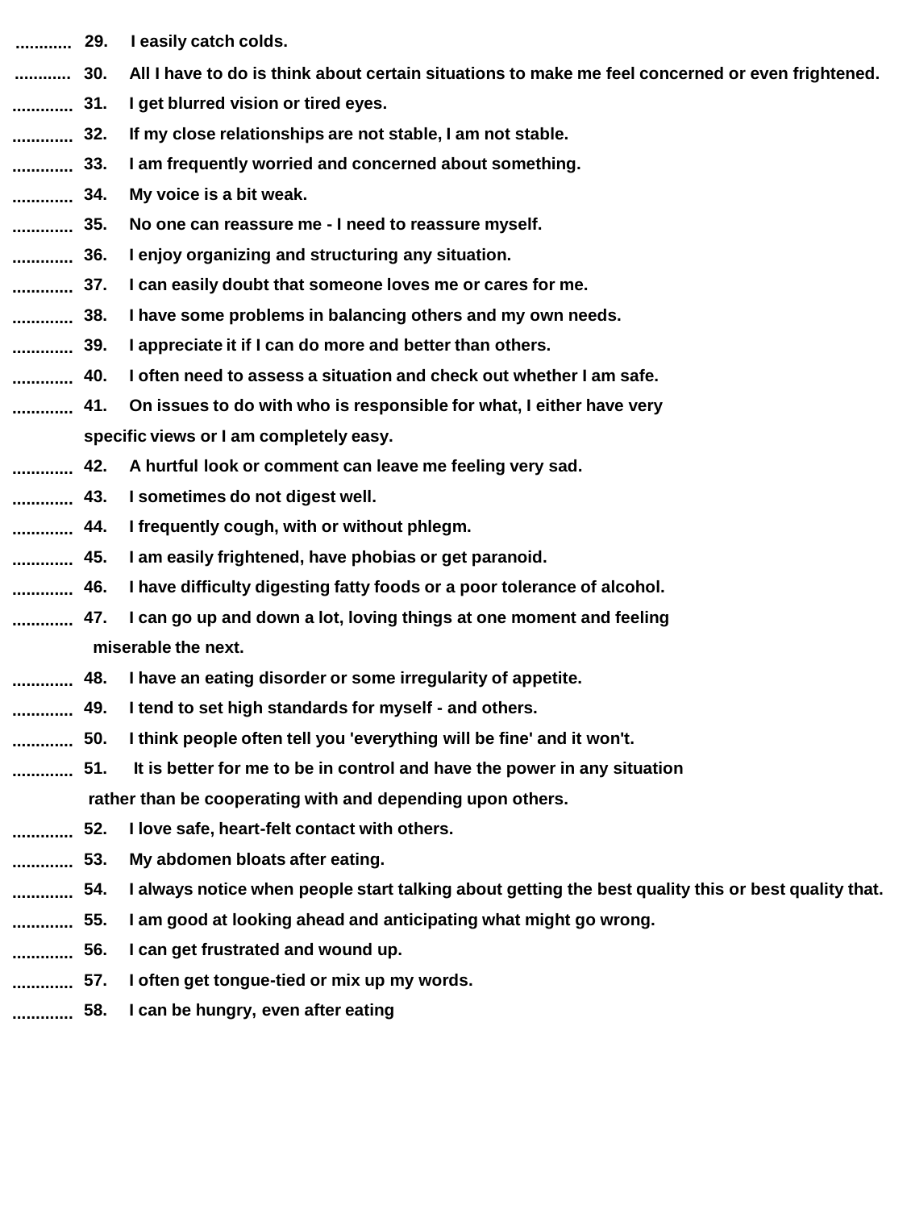............ **29. I easily catch colds.**

............ **30. All I have to do is think about certain situations to make me feel concerned or even frightened.**

............ **31. I get blurred vision or tired eyes.**

............ **32. If my close relationships are not stable, I am not stable.**

............ **33. I am frequently worried and concerned about something.**

............ **34. My voice is a bit weak.**

............ **35. No one can reassure me - I need to reassure myself.**

............ **36. I enjoy organizing and structuring any situation.**

............ **37. I can easily doubt that someone loves me or cares for me.**

............ **38. I have some problems in balancing others and my own needs.**

............ **39. I appreciate it if I can do more and better than others.**

............ **40. I often need to assess a situation and check out whether I am safe.**

............ **41. On issues to do with who is responsible for what, I either have very specific views or I am completely easy.**

............ **42. A hurtful look or comment can leave me feeling very sad.**

............ **43. I sometimes do not digest well.**

............ **44. I frequently cough, with or without phlegm.**

............ **45. I am easily frightened, have phobias or get paranoid.**

............ **46. I have difficulty digesting fatty foods or a poor tolerance of alcohol.**

............ **47. I can go up and down a lot, loving things at one moment and feeling miserable the next.**

............ **48. I have an eating disorder or some irregularity of appetite.**

............ **49. I tend to set high standards for myself - and others.**

............ **50. I think people often tell you 'everything will be fine' and it won't.**

............ **51. It is better for me to be in control and have the power in any situation rather than be cooperating with and depending upon others.**

............ **52. I love safe, heart-felt contact with others.**

............ **53. My abdomen bloats after eating.**

............ **54. I always notice when people start talking about getting the best quality this or best quality that.**

............ **55. I am good at looking ahead and anticipating what might go wrong.**

............ **56. I can get frustrated and wound up.**

............ **57. I often get tongue-tied or mix up my words.**

............ **58. I can be hungry, even after eating**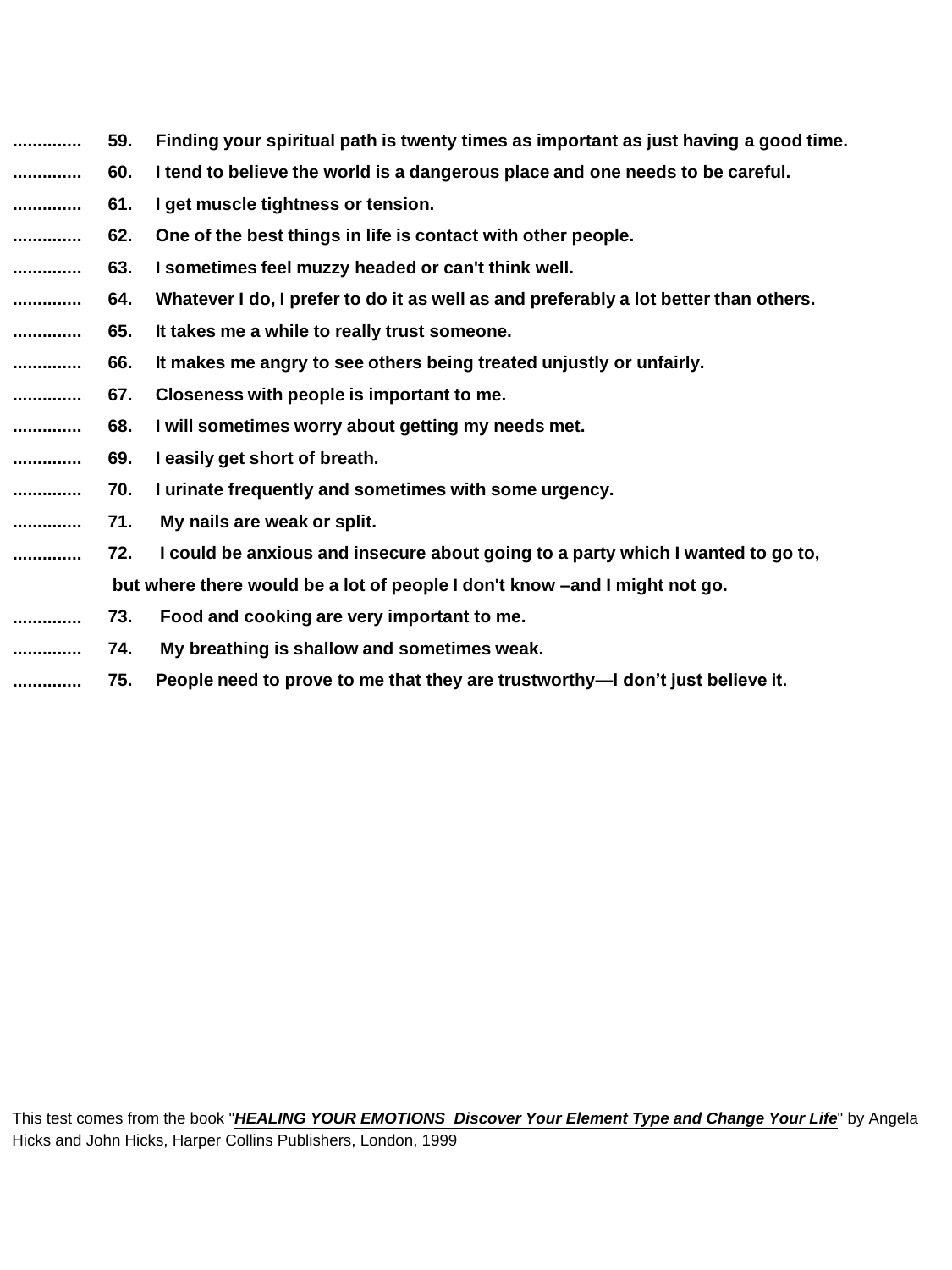............. **59.** **Finding your spiritual path is twenty times as important as just having a good time.**

............. **60.** **I tend to believe the world is a dangerous place and one needs to be careful.**

............. **61.** **I get muscle tightness or tension.**

............. **62.** **One of the best things in life is contact with other people.**

............. **63.** **I sometimes feel muzzy headed or can't think well.**

............. **64.** **Whatever I do, I prefer to do it as well as and preferably a lot better than others.**

............. **65.** **It takes me a while to really trust someone.**

............. **66.** **It makes me angry to see others being treated unjustly or unfairly.**

............. **67.** **Closeness with people is important to me.**

............. **68.** **I will sometimes worry about getting my needs met.**

............. **69.** **I easily get short of breath.**

............. **70.** **I urinate frequently and sometimes with some urgency.**

............. **71.** **My nails are weak or split.**

............. **72.** **I could be anxious and insecure about going to a party which I wanted to go to, but where there would be a lot of people I don't know –and I might not go.**

............. **73.** **Food and cooking are very important to me.**

............. **74.** **My breathing is shallow and sometimes weak.**

............. **75.** **People need to prove to me that they are trustworthy—I don't just believe it.**

This test comes from the book "***HEALING YOUR EMOTIONS Discover Your Element Type and Change Your Life***" by Angela Hicks and John Hicks, Harper Collins Publishers, London, 1999